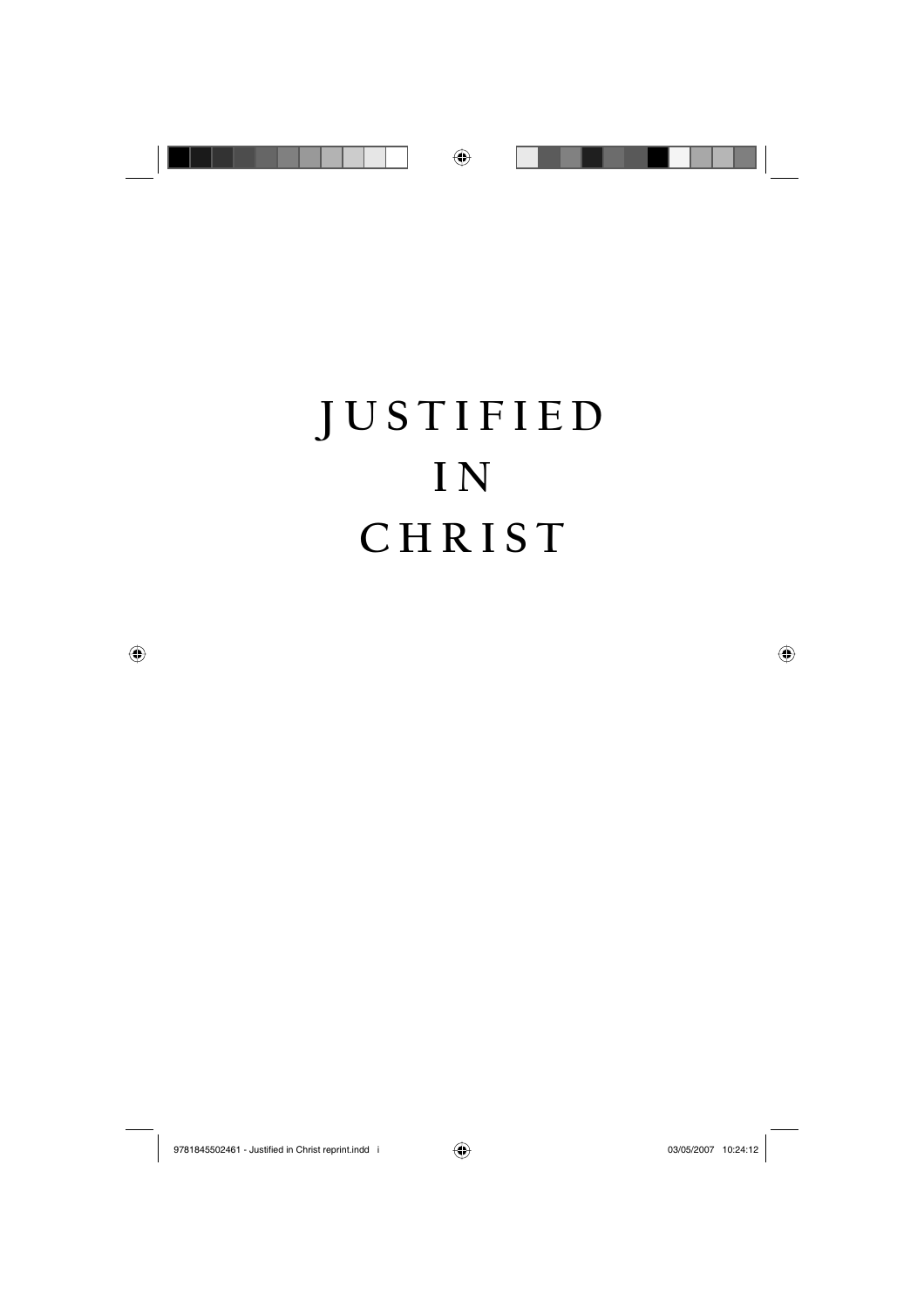# JUSTIFIED IN CHRIST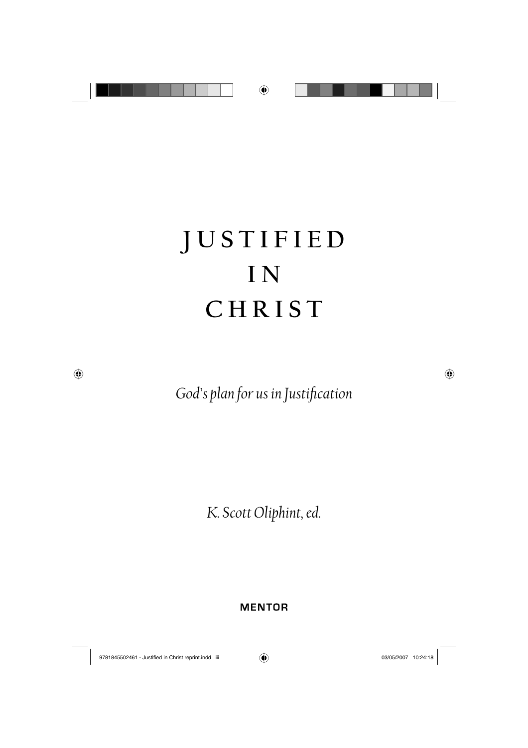# JUSTIFIED IN CHRIST

*God's plan for us in Justification*

*K. Scott Oliphint, ed.*

**MENTOR**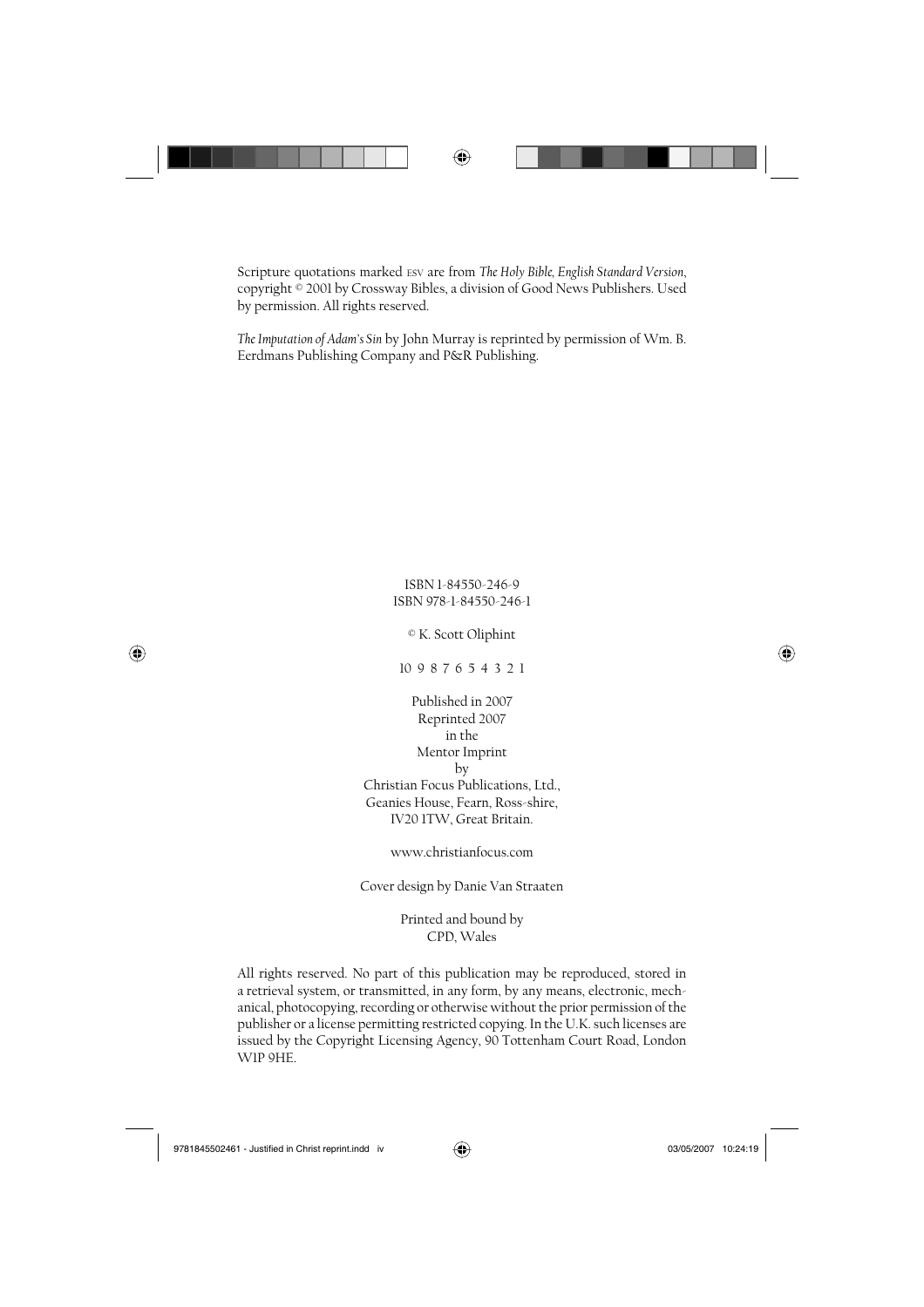Scripture quotations marked ESV are from *The Holy Bible, English Standard Version*, copyright © 2001 by Crossway Bibles, a division of Good News Publishers. Used by permission. All rights reserved.

*The Imputation of Adam's Sin* by John Murray is reprinted by permission of Wm. B. Eerdmans Publishing Company and P&R Publishing.

ISBN 1-84550-246-9
ISBN 978-1-84550-246-1

© K. Scott Oliphint

10 9 8 7 6 5 4 3 2 1

Published in 2007
Reprinted 2007
in the
Mentor Imprint
by
Christian Focus Publications, Ltd.,
Geanies House, Fearn, Ross-shire,
IV20 1TW, Great Britain.

www.christianfocus.com

Cover design by Danie Van Straaten

Printed and bound by
CPD, Wales

All rights reserved. No part of this publication may be reproduced, stored in a retrieval system, or transmitted, in any form, by any means, electronic, mechanical, photocopying, recording or otherwise without the prior permission of the publisher or a license permitting restricted copying. In the U.K. such licenses are issued by the Copyright Licensing Agency, 90 Tottenham Court Road, London W1P 9HE.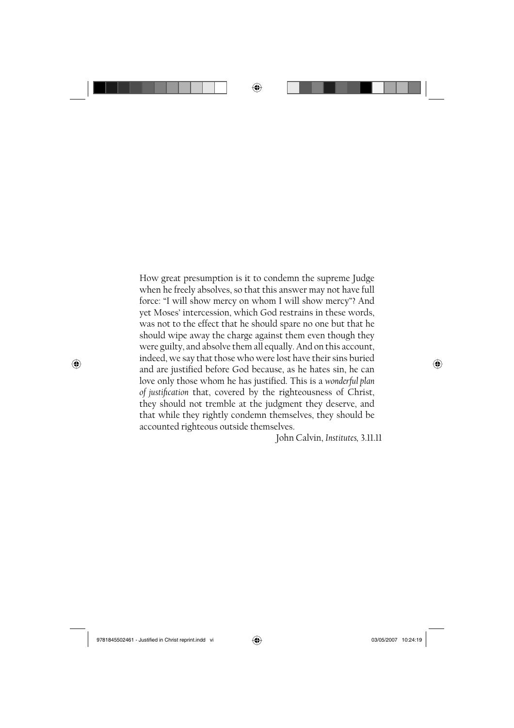How great presumption is it to condemn the supreme Judge when he freely absolves, so that this answer may not have full force: "I will show mercy on whom I will show mercy"? And yet Moses' intercession, which God restrains in these words, was not to the effect that he should spare no one but that he should wipe away the charge against them even though they were guilty, and absolve them all equally. And on this account, indeed, we say that those who were lost have their sins buried and are justified before God because, as he hates sin, he can love only those whom he has justified. This is a *wonderful plan of justification* that, covered by the righteousness of Christ, they should not tremble at the judgment they deserve, and that while they rightly condemn themselves, they should be accounted righteous outside themselves.

John Calvin, *Institutes,* 3.11.11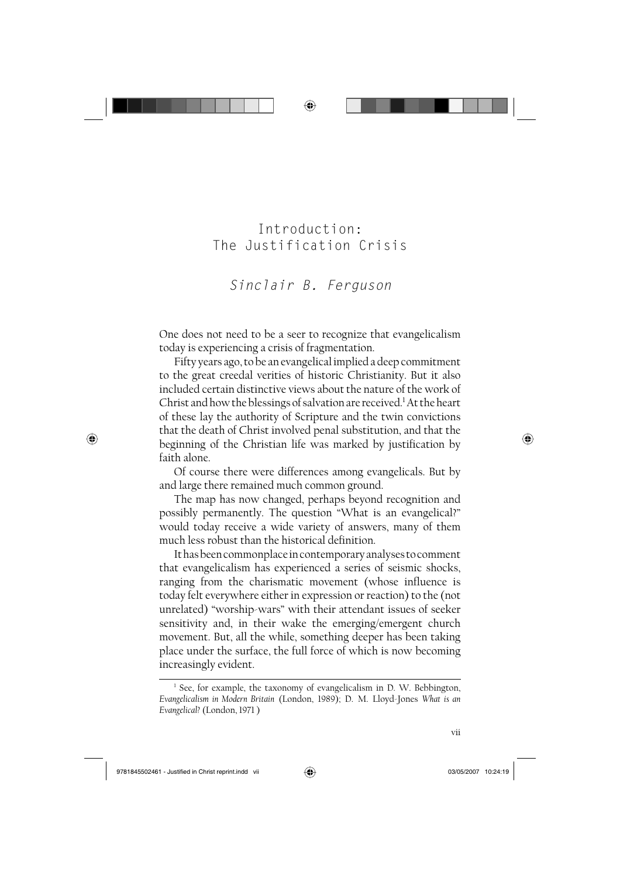# Introduction: The Justification Crisis

*Sinclair B. Ferguson*

One does not need to be a seer to recognize that evangelicalism today is experiencing a crisis of fragmentation.

Fifty years ago, to be an evangelical implied a deep commitment to the great creedal verities of historic Christianity. But it also included certain distinctive views about the nature of the work of Christ and how the blessings of salvation are received.[1] At the heart of these lay the authority of Scripture and the twin convictions that the death of Christ involved penal substitution, and that the beginning of the Christian life was marked by justification by faith alone.

Of course there were differences among evangelicals. But by and large there remained much common ground.

The map has now changed, perhaps beyond recognition and possibly permanently. The question "What is an evangelical?" would today receive a wide variety of answers, many of them much less robust than the historical definition.

It has been commonplace in contemporary analyses to comment that evangelicalism has experienced a series of seismic shocks, ranging from the charismatic movement (whose influence is today felt everywhere either in expression or reaction) to the (not unrelated) "worship-wars" with their attendant issues of seeker sensitivity and, in their wake the emerging/emergent church movement. But, all the while, something deeper has been taking place under the surface, the full force of which is now becoming increasingly evident.

---

[1] See, for example, the taxonomy of evangelicalism in D. W. Bebbington, *Evangelicalism in Modern Britain* (London, 1989); D. M. Lloyd-Jones *What is an Evangelical?* (London, 1971 )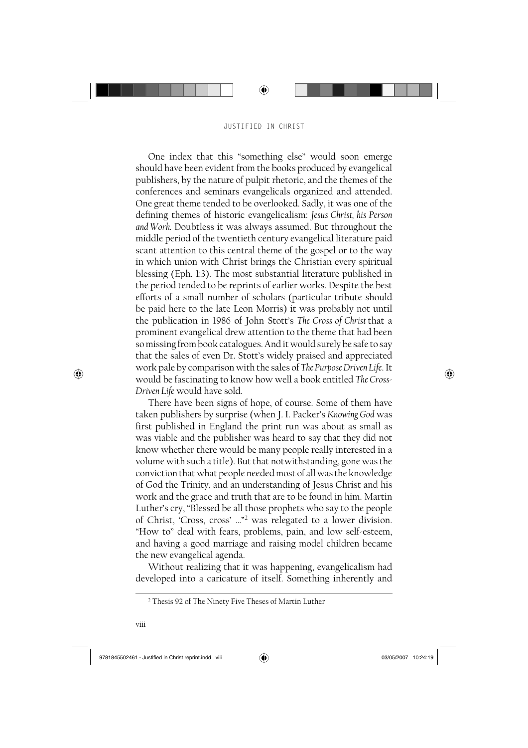One index that this "something else" would soon emerge should have been evident from the books produced by evangelical publishers, by the nature of pulpit rhetoric, and the themes of the conferences and seminars evangelicals organized and attended. One great theme tended to be overlooked. Sadly, it was one of the defining themes of historic evangelicalism: *Jesus Christ, his Person and Work.* Doubtless it was always assumed. But throughout the middle period of the twentieth century evangelical literature paid scant attention to this central theme of the gospel or to the way in which union with Christ brings the Christian every spiritual blessing (Eph. 1:3). The most substantial literature published in the period tended to be reprints of earlier works. Despite the best efforts of a small number of scholars (particular tribute should be paid here to the late Leon Morris) it was probably not until the publication in 1986 of John Stott's *The Cross of Christ* that a prominent evangelical drew attention to the theme that had been so missing from book catalogues. And it would surely be safe to say that the sales of even Dr. Stott's widely praised and appreciated work pale by comparison with the sales of *The Purpose Driven Life*. It would be fascinating to know how well a book entitled *The Cross-Driven Life* would have sold.

There have been signs of hope, of course. Some of them have taken publishers by surprise (when J. I. Packer's *Knowing God* was first published in England the print run was about as small as was viable and the publisher was heard to say that they did not know whether there would be many people really interested in a volume with such a title). But that notwithstanding, gone was the conviction that what people needed most of all was the knowledge of God the Trinity, and an understanding of Jesus Christ and his work and the grace and truth that are to be found in him. Martin Luther's cry, "Blessed be all those prophets who say to the people of Christ, 'Cross, cross' ..."[2] was relegated to a lower division. "How to" deal with fears, problems, pain, and low self-esteem, and having a good marriage and raising model children became the new evangelical agenda.

Without realizing that it was happening, evangelicalism had developed into a caricature of itself. Something inherently and

[2] Thesis 92 of The Ninety Five Theses of Martin Luther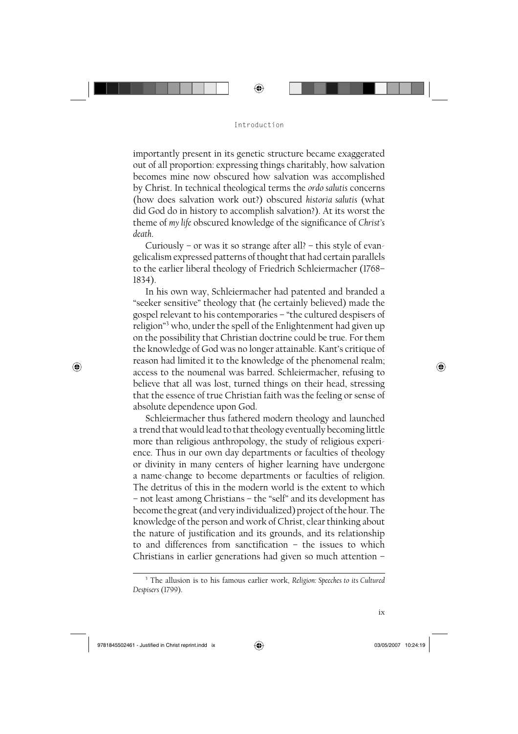importantly present in its genetic structure became exaggerated out of all proportion: expressing things charitably, how salvation becomes mine now obscured how salvation was accomplished by Christ. In technical theological terms the *ordo salutis* concerns (how does salvation work out?) obscured *historia salutis* (what did God do in history to accomplish salvation?). At its worst the theme of *my life* obscured knowledge of the significance of *Christ's death*.

Curiously – or was it so strange after all? – this style of evangelicalism expressed patterns of thought that had certain parallels to the earlier liberal theology of Friedrich Schleiermacher (1768–1834).

In his own way, Schleiermacher had patented and branded a "seeker sensitive" theology that (he certainly believed) made the gospel relevant to his contemporaries – "the cultured despisers of religion"[3] who, under the spell of the Enlightenment had given up on the possibility that Christian doctrine could be true. For them the knowledge of God was no longer attainable. Kant's critique of reason had limited it to the knowledge of the phenomenal realm; access to the noumenal was barred. Schleiermacher, refusing to believe that all was lost, turned things on their head, stressing that the essence of true Christian faith was the feeling or sense of absolute dependence upon God.

Schleiermacher thus fathered modern theology and launched a trend that would lead to that theology eventually becoming little more than religious anthropology, the study of religious experience. Thus in our own day departments or faculties of theology or divinity in many centers of higher learning have undergone a name-change to become departments or faculties of religion. The detritus of this in the modern world is the extent to which – not least among Christians – the "self" and its development has become the great (and very individualized) project of the hour. The knowledge of the person and work of Christ, clear thinking about the nature of justification and its grounds, and its relationship to and differences from sanctification – the issues to which Christians in earlier generations had given so much attention –

[3] The allusion is to his famous earlier work, *Religion: Speeches to its Cultured Despisers* (1799).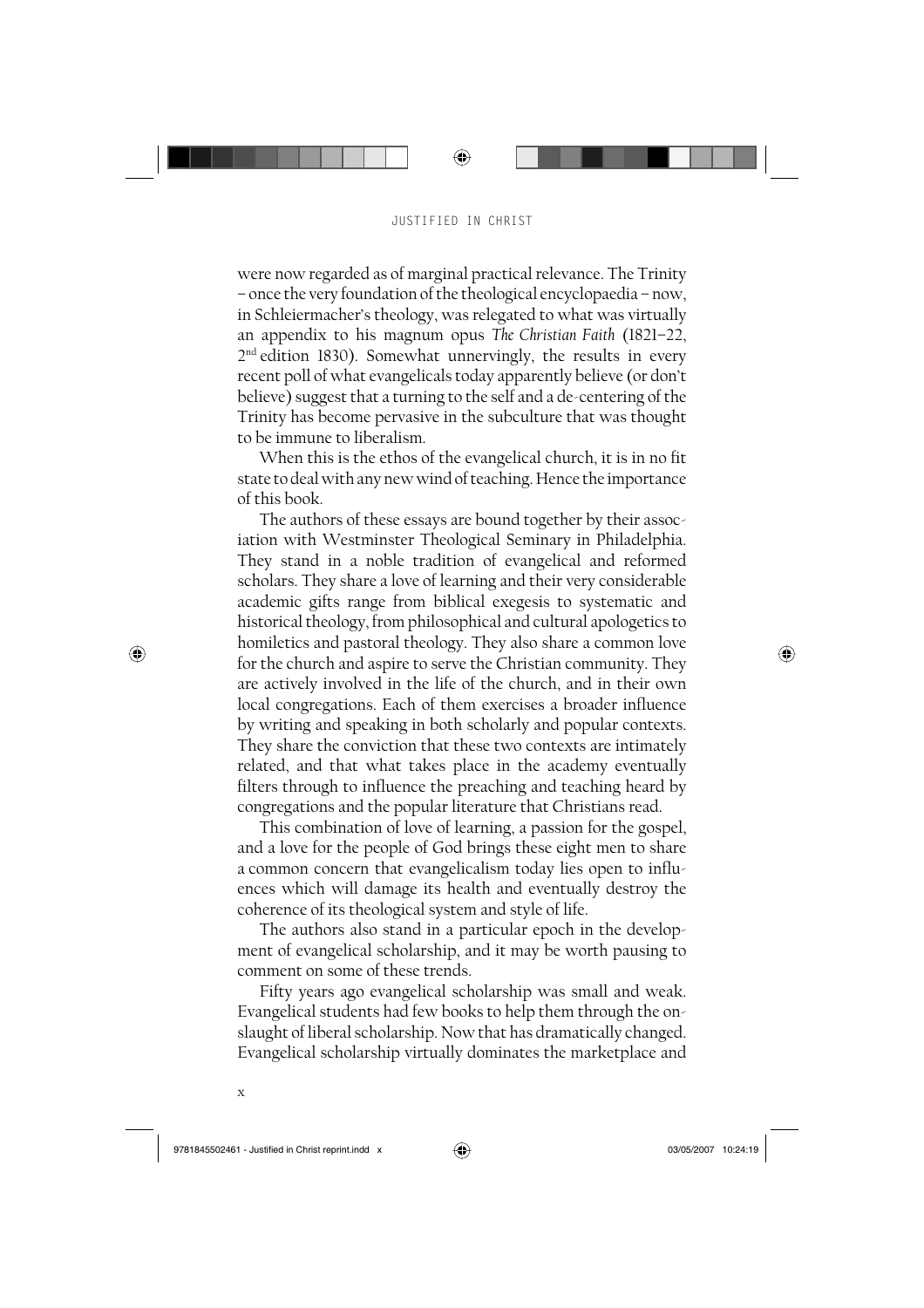were now regarded as of marginal practical relevance. The Trinity – once the very foundation of the theological encyclopaedia – now, in Schleiermacher's theology, was relegated to what was virtually an appendix to his magnum opus *The Christian Faith* (1821–22, 2nd edition 1830). Somewhat unnervingly, the results in every recent poll of what evangelicals today apparently believe (or don't believe) suggest that a turning to the self and a de-centering of the Trinity has become pervasive in the subculture that was thought to be immune to liberalism.

When this is the ethos of the evangelical church, it is in no fit state to deal with any new wind of teaching. Hence the importance of this book.

The authors of these essays are bound together by their association with Westminster Theological Seminary in Philadelphia. They stand in a noble tradition of evangelical and reformed scholars. They share a love of learning and their very considerable academic gifts range from biblical exegesis to systematic and historical theology, from philosophical and cultural apologetics to homiletics and pastoral theology. They also share a common love for the church and aspire to serve the Christian community. They are actively involved in the life of the church, and in their own local congregations. Each of them exercises a broader influence by writing and speaking in both scholarly and popular contexts. They share the conviction that these two contexts are intimately related, and that what takes place in the academy eventually filters through to influence the preaching and teaching heard by congregations and the popular literature that Christians read.

This combination of love of learning, a passion for the gospel, and a love for the people of God brings these eight men to share a common concern that evangelicalism today lies open to influences which will damage its health and eventually destroy the coherence of its theological system and style of life.

The authors also stand in a particular epoch in the development of evangelical scholarship, and it may be worth pausing to comment on some of these trends.

Fifty years ago evangelical scholarship was small and weak. Evangelical students had few books to help them through the onslaught of liberal scholarship. Now that has dramatically changed. Evangelical scholarship virtually dominates the marketplace and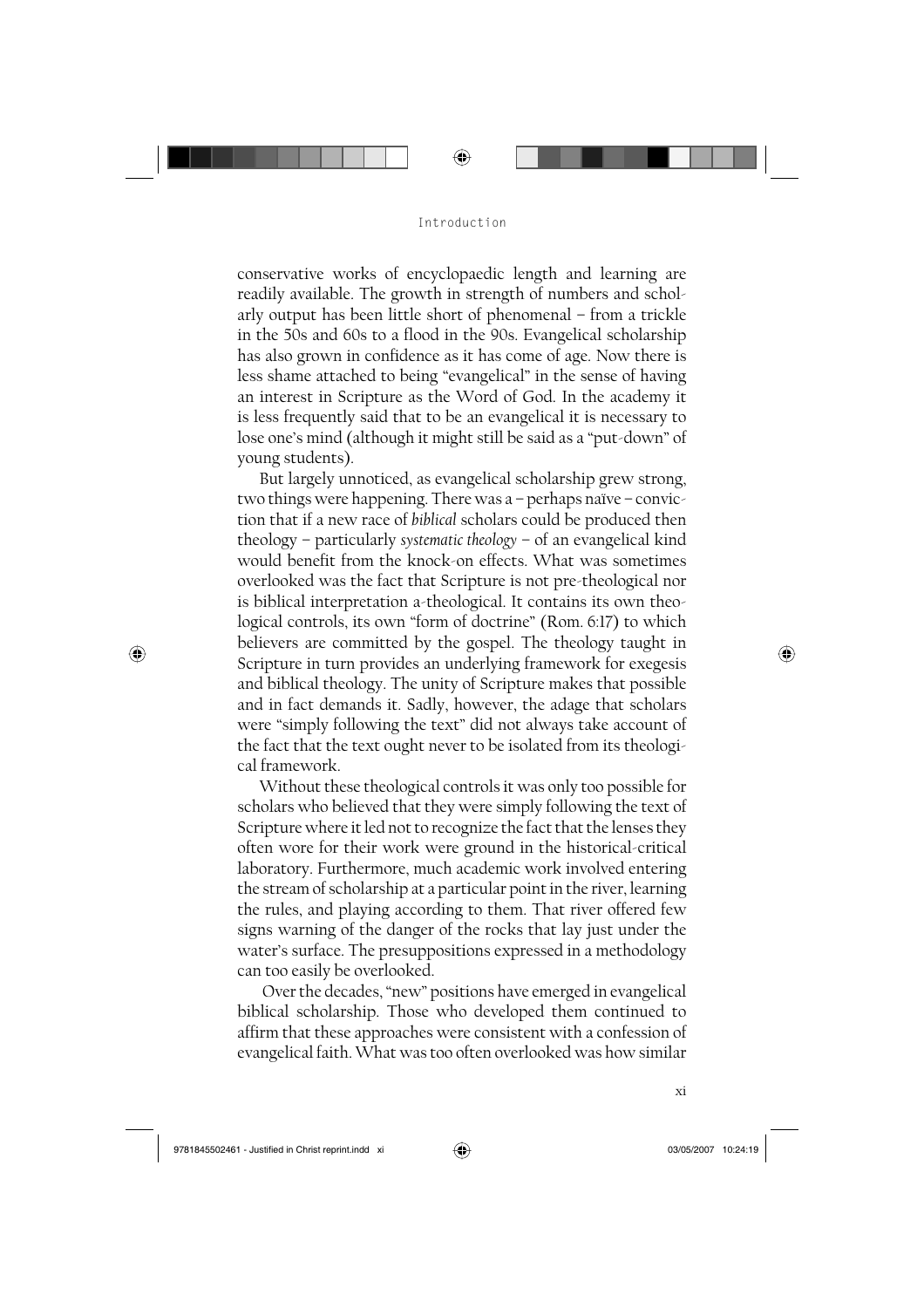conservative works of encyclopaedic length and learning are readily available. The growth in strength of numbers and scholarly output has been little short of phenomenal – from a trickle in the 50s and 60s to a flood in the 90s. Evangelical scholarship has also grown in confidence as it has come of age. Now there is less shame attached to being "evangelical" in the sense of having an interest in Scripture as the Word of God. In the academy it is less frequently said that to be an evangelical it is necessary to lose one's mind (although it might still be said as a "put-down" of young students).

But largely unnoticed, as evangelical scholarship grew strong, two things were happening. There was a – perhaps naïve – conviction that if a new race of *biblical* scholars could be produced then theology – particularly *systematic theology* – of an evangelical kind would benefit from the knock-on effects. What was sometimes overlooked was the fact that Scripture is not pre-theological nor is biblical interpretation a-theological. It contains its own theological controls, its own "form of doctrine" (Rom. 6:17) to which believers are committed by the gospel. The theology taught in Scripture in turn provides an underlying framework for exegesis and biblical theology. The unity of Scripture makes that possible and in fact demands it. Sadly, however, the adage that scholars were "simply following the text" did not always take account of the fact that the text ought never to be isolated from its theological framework.

Without these theological controls it was only too possible for scholars who believed that they were simply following the text of Scripture where it led not to recognize the fact that the lenses they often wore for their work were ground in the historical-critical laboratory. Furthermore, much academic work involved entering the stream of scholarship at a particular point in the river, learning the rules, and playing according to them. That river offered few signs warning of the danger of the rocks that lay just under the water's surface. The presuppositions expressed in a methodology can too easily be overlooked.

Over the decades, "new" positions have emerged in evangelical biblical scholarship. Those who developed them continued to affirm that these approaches were consistent with a confession of evangelical faith. What was too often overlooked was how similar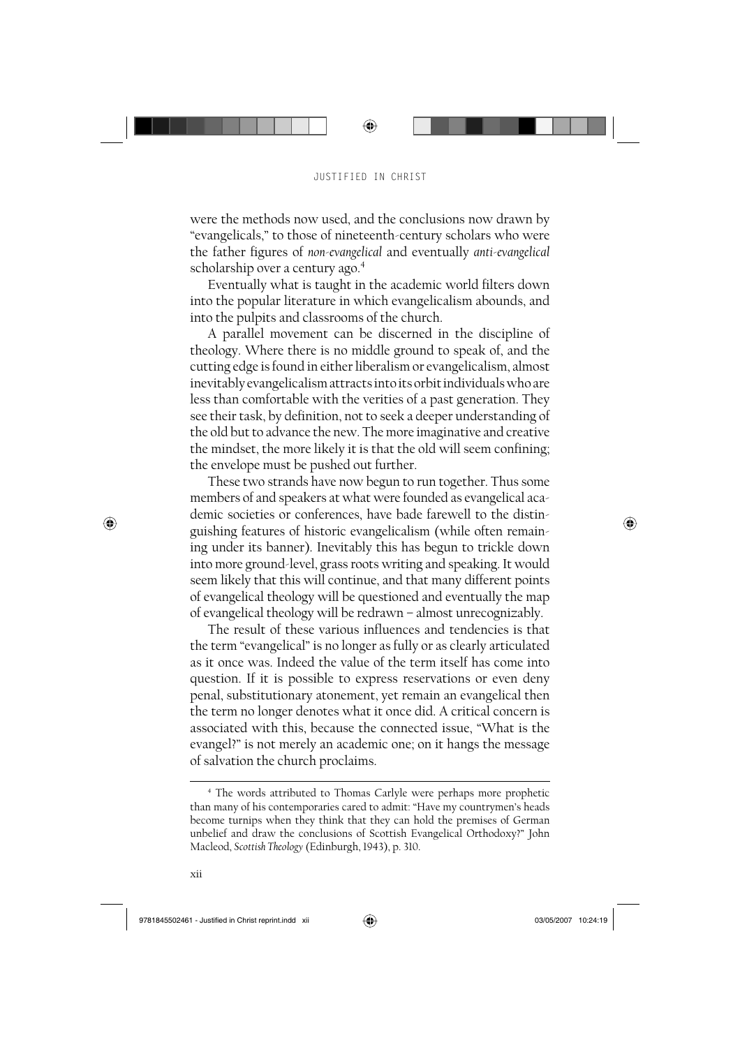were the methods now used, and the conclusions now drawn by "evangelicals," to those of nineteenth-century scholars who were the father figures of *non-evangelical* and eventually *anti-evangelical* scholarship over a century ago.[4]

Eventually what is taught in the academic world filters down into the popular literature in which evangelicalism abounds, and into the pulpits and classrooms of the church.

A parallel movement can be discerned in the discipline of theology. Where there is no middle ground to speak of, and the cutting edge is found in either liberalism or evangelicalism, almost inevitably evangelicalism attracts into its orbit individuals who are less than comfortable with the verities of a past generation. They see their task, by definition, not to seek a deeper understanding of the old but to advance the new. The more imaginative and creative the mindset, the more likely it is that the old will seem confining; the envelope must be pushed out further.

These two strands have now begun to run together. Thus some members of and speakers at what were founded as evangelical academic societies or conferences, have bade farewell to the distinguishing features of historic evangelicalism (while often remaining under its banner). Inevitably this has begun to trickle down into more ground-level, grass roots writing and speaking. It would seem likely that this will continue, and that many different points of evangelical theology will be questioned and eventually the map of evangelical theology will be redrawn – almost unrecognizably.

The result of these various influences and tendencies is that the term "evangelical" is no longer as fully or as clearly articulated as it once was. Indeed the value of the term itself has come into question. If it is possible to express reservations or even deny penal, substitutionary atonement, yet remain an evangelical then the term no longer denotes what it once did. A critical concern is associated with this, because the connected issue, "What is the evangel?" is not merely an academic one; on it hangs the message of salvation the church proclaims.

---

[4] The words attributed to Thomas Carlyle were perhaps more prophetic than many of his contemporaries cared to admit: "Have my countrymen's heads become turnips when they think that they can hold the premises of German unbelief and draw the conclusions of Scottish Evangelical Orthodoxy?" John Macleod, *Scottish Theology* (Edinburgh, 1943), p. 310.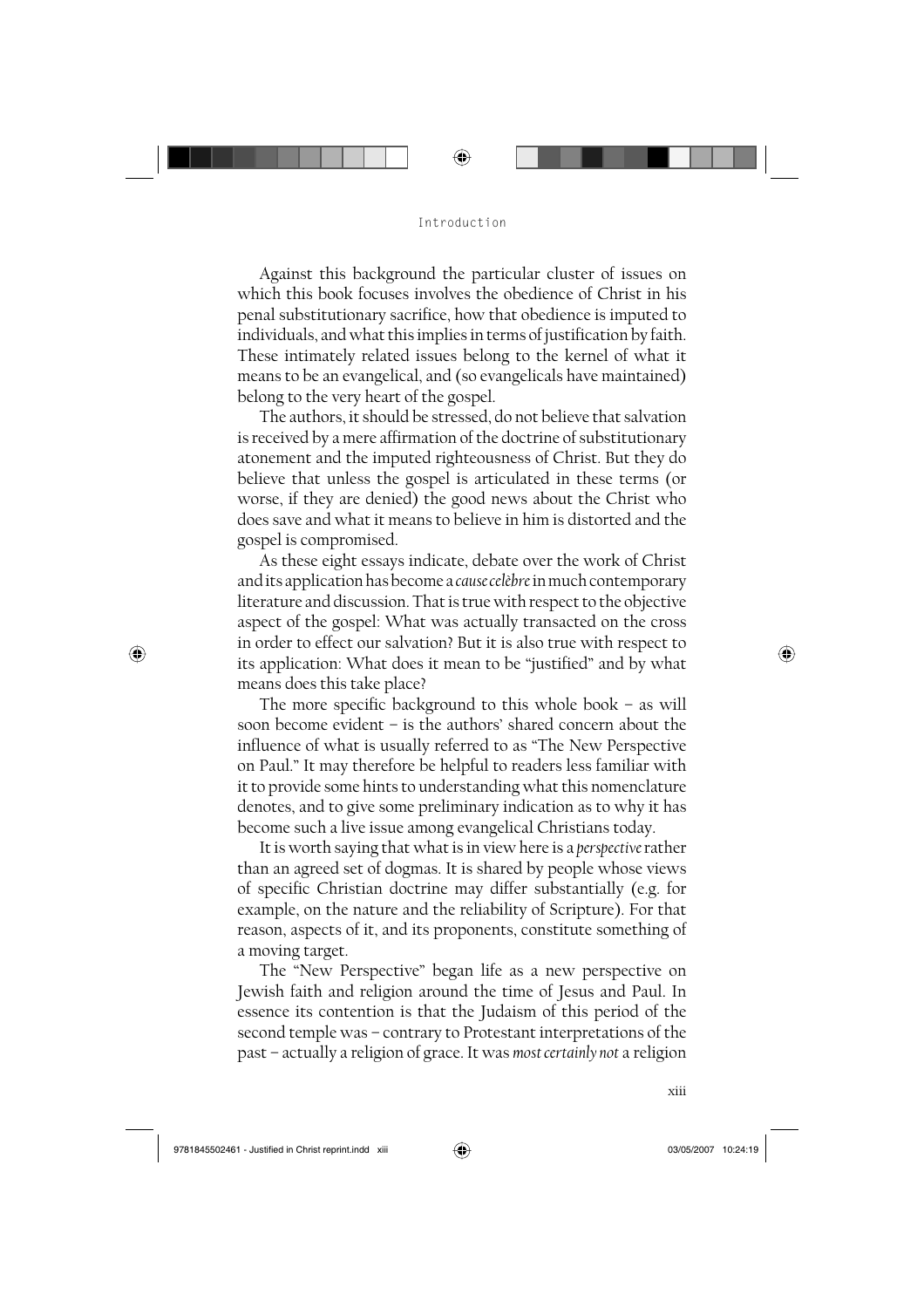Against this background the particular cluster of issues on which this book focuses involves the obedience of Christ in his penal substitutionary sacrifice, how that obedience is imputed to individuals, and what this implies in terms of justification by faith. These intimately related issues belong to the kernel of what it means to be an evangelical, and (so evangelicals have maintained) belong to the very heart of the gospel.

The authors, it should be stressed, do not believe that salvation is received by a mere affirmation of the doctrine of substitutionary atonement and the imputed righteousness of Christ. But they do believe that unless the gospel is articulated in these terms (or worse, if they are denied) the good news about the Christ who does save and what it means to believe in him is distorted and the gospel is compromised.

As these eight essays indicate, debate over the work of Christ and its application has become a *cause celèbre* in much contemporary literature and discussion. That is true with respect to the objective aspect of the gospel: What was actually transacted on the cross in order to effect our salvation? But it is also true with respect to its application: What does it mean to be "justified" and by what means does this take place?

The more specific background to this whole book – as will soon become evident – is the authors' shared concern about the influence of what is usually referred to as "The New Perspective on Paul." It may therefore be helpful to readers less familiar with it to provide some hints to understanding what this nomenclature denotes, and to give some preliminary indication as to why it has become such a live issue among evangelical Christians today.

It is worth saying that what is in view here is a *perspective* rather than an agreed set of dogmas. It is shared by people whose views of specific Christian doctrine may differ substantially (e.g. for example, on the nature and the reliability of Scripture). For that reason, aspects of it, and its proponents, constitute something of a moving target.

The "New Perspective" began life as a new perspective on Jewish faith and religion around the time of Jesus and Paul. In essence its contention is that the Judaism of this period of the second temple was – contrary to Protestant interpretations of the past – actually a religion of grace. It was *most certainly not* a religion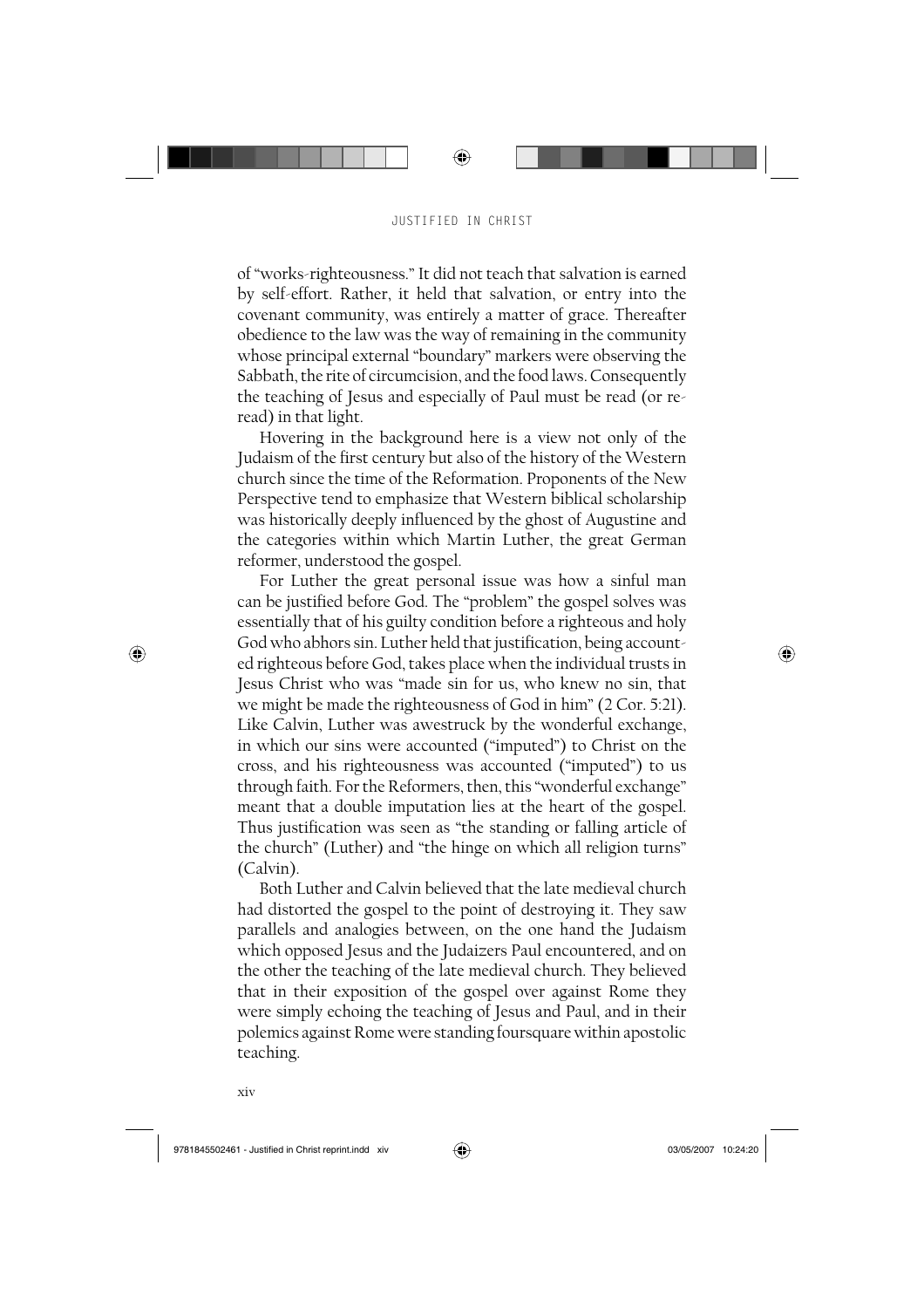of "works-righteousness." It did not teach that salvation is earned by self-effort. Rather, it held that salvation, or entry into the covenant community, was entirely a matter of grace. Thereafter obedience to the law was the way of remaining in the community whose principal external "boundary" markers were observing the Sabbath, the rite of circumcision, and the food laws. Consequently the teaching of Jesus and especially of Paul must be read (or re-read) in that light.

Hovering in the background here is a view not only of the Judaism of the first century but also of the history of the Western church since the time of the Reformation. Proponents of the New Perspective tend to emphasize that Western biblical scholarship was historically deeply influenced by the ghost of Augustine and the categories within which Martin Luther, the great German reformer, understood the gospel.

For Luther the great personal issue was how a sinful man can be justified before God. The "problem" the gospel solves was essentially that of his guilty condition before a righteous and holy God who abhors sin. Luther held that justification, being accounted righteous before God, takes place when the individual trusts in Jesus Christ who was "made sin for us, who knew no sin, that we might be made the righteousness of God in him" (2 Cor. 5:21). Like Calvin, Luther was awestruck by the wonderful exchange, in which our sins were accounted ("imputed") to Christ on the cross, and his righteousness was accounted ("imputed") to us through faith. For the Reformers, then, this "wonderful exchange" meant that a double imputation lies at the heart of the gospel. Thus justification was seen as "the standing or falling article of the church" (Luther) and "the hinge on which all religion turns" (Calvin).

Both Luther and Calvin believed that the late medieval church had distorted the gospel to the point of destroying it. They saw parallels and analogies between, on the one hand the Judaism which opposed Jesus and the Judaizers Paul encountered, and on the other the teaching of the late medieval church. They believed that in their exposition of the gospel over against Rome they were simply echoing the teaching of Jesus and Paul, and in their polemics against Rome were standing foursquare within apostolic teaching.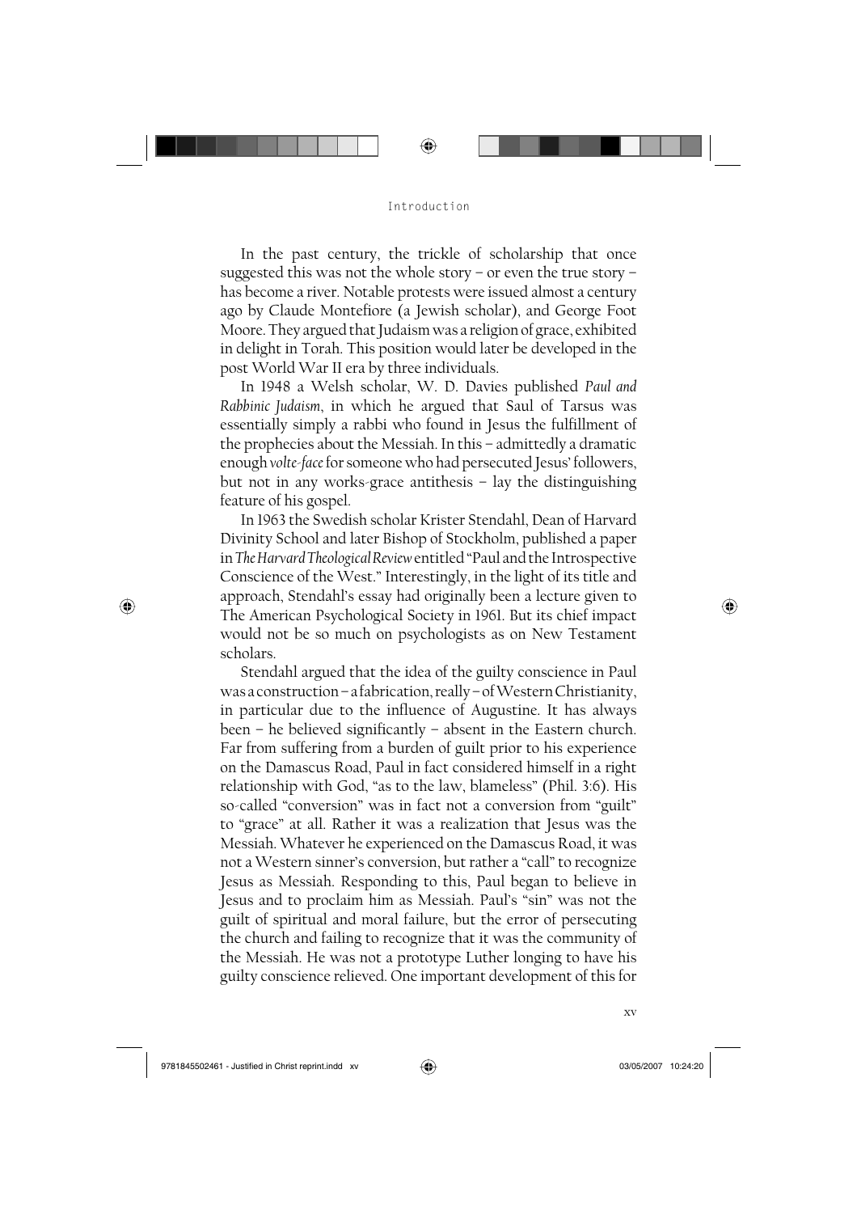In the past century, the trickle of scholarship that once suggested this was not the whole story – or even the true story – has become a river. Notable protests were issued almost a century ago by Claude Montefiore (a Jewish scholar), and George Foot Moore. They argued that Judaism was a religion of grace, exhibited in delight in Torah. This position would later be developed in the post World War II era by three individuals.

In 1948 a Welsh scholar, W. D. Davies published *Paul and Rabbinic Judaism*, in which he argued that Saul of Tarsus was essentially simply a rabbi who found in Jesus the fulfillment of the prophecies about the Messiah. In this – admittedly a dramatic enough *volte-face* for someone who had persecuted Jesus' followers, but not in any works-grace antithesis – lay the distinguishing feature of his gospel.

In 1963 the Swedish scholar Krister Stendahl, Dean of Harvard Divinity School and later Bishop of Stockholm, published a paper in *The Harvard Theological Review* entitled "Paul and the Introspective Conscience of the West." Interestingly, in the light of its title and approach, Stendahl's essay had originally been a lecture given to The American Psychological Society in 1961. But its chief impact would not be so much on psychologists as on New Testament scholars.

Stendahl argued that the idea of the guilty conscience in Paul was a construction – a fabrication, really – of Western Christianity, in particular due to the influence of Augustine. It has always been – he believed significantly – absent in the Eastern church. Far from suffering from a burden of guilt prior to his experience on the Damascus Road, Paul in fact considered himself in a right relationship with God, "as to the law, blameless" (Phil. 3:6). His so-called "conversion" was in fact not a conversion from "guilt" to "grace" at all. Rather it was a realization that Jesus was the Messiah. Whatever he experienced on the Damascus Road, it was not a Western sinner's conversion, but rather a "call" to recognize Jesus as Messiah. Responding to this, Paul began to believe in Jesus and to proclaim him as Messiah. Paul's "sin" was not the guilt of spiritual and moral failure, but the error of persecuting the church and failing to recognize that it was the community of the Messiah. He was not a prototype Luther longing to have his guilty conscience relieved. One important development of this for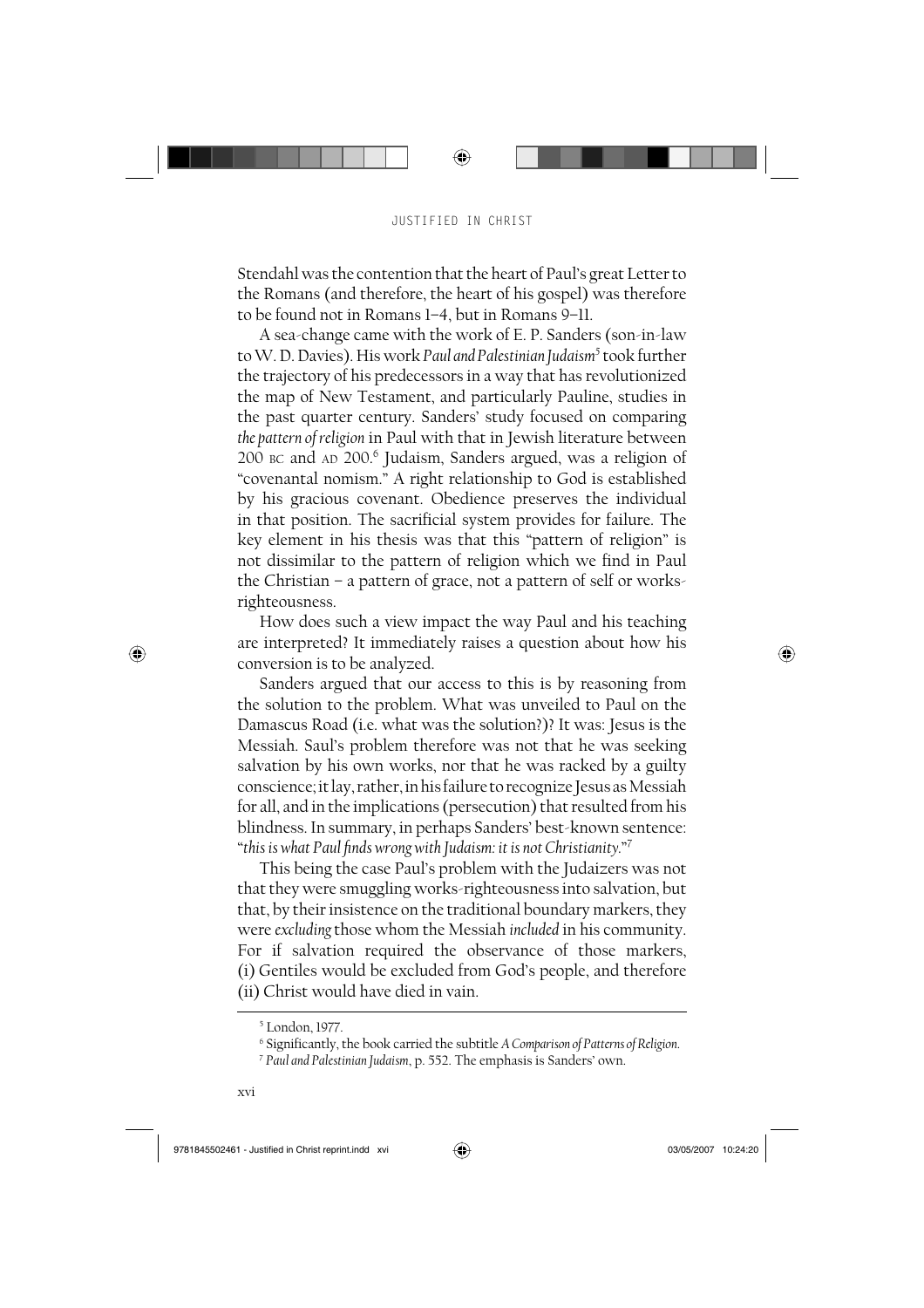Stendahl was the contention that the heart of Paul's great Letter to the Romans (and therefore, the heart of his gospel) was therefore to be found not in Romans 1–4, but in Romans 9–11.

A sea-change came with the work of E. P. Sanders (son-in-law to W. D. Davies). His work *Paul and Palestinian Judaism*[5] took further the trajectory of his predecessors in a way that has revolutionized the map of New Testament, and particularly Pauline, studies in the past quarter century. Sanders' study focused on comparing *the pattern of religion* in Paul with that in Jewish literature between 200 BC and AD 200.[6] Judaism, Sanders argued, was a religion of "covenantal nomism." A right relationship to God is established by his gracious covenant. Obedience preserves the individual in that position. The sacrificial system provides for failure. The key element in his thesis was that this "pattern of religion" is not dissimilar to the pattern of religion which we find in Paul the Christian – a pattern of grace, not a pattern of self or works-righteousness.

How does such a view impact the way Paul and his teaching are interpreted? It immediately raises a question about how his conversion is to be analyzed.

Sanders argued that our access to this is by reasoning from the solution to the problem. What was unveiled to Paul on the Damascus Road (i.e. what was the solution?)? It was: Jesus is the Messiah. Saul's problem therefore was not that he was seeking salvation by his own works, nor that he was racked by a guilty conscience; it lay, rather, in his failure to recognize Jesus as Messiah for all, and in the implications (persecution) that resulted from his blindness. In summary, in perhaps Sanders' best-known sentence: "*this is what Paul finds wrong with Judaism: it is not Christianity.*"[7]

This being the case Paul's problem with the Judaizers was not that they were smuggling works-righteousness into salvation, but that, by their insistence on the traditional boundary markers, they were *excluding* those whom the Messiah *included* in his community. For if salvation required the observance of those markers, (i) Gentiles would be excluded from God's people, and therefore (ii) Christ would have died in vain.

---

[5] London, 1977.

[6] Significantly, the book carried the subtitle *A Comparison of Patterns of Religion*.

[7] *Paul and Palestinian Judaism*, p. 552. The emphasis is Sanders' own.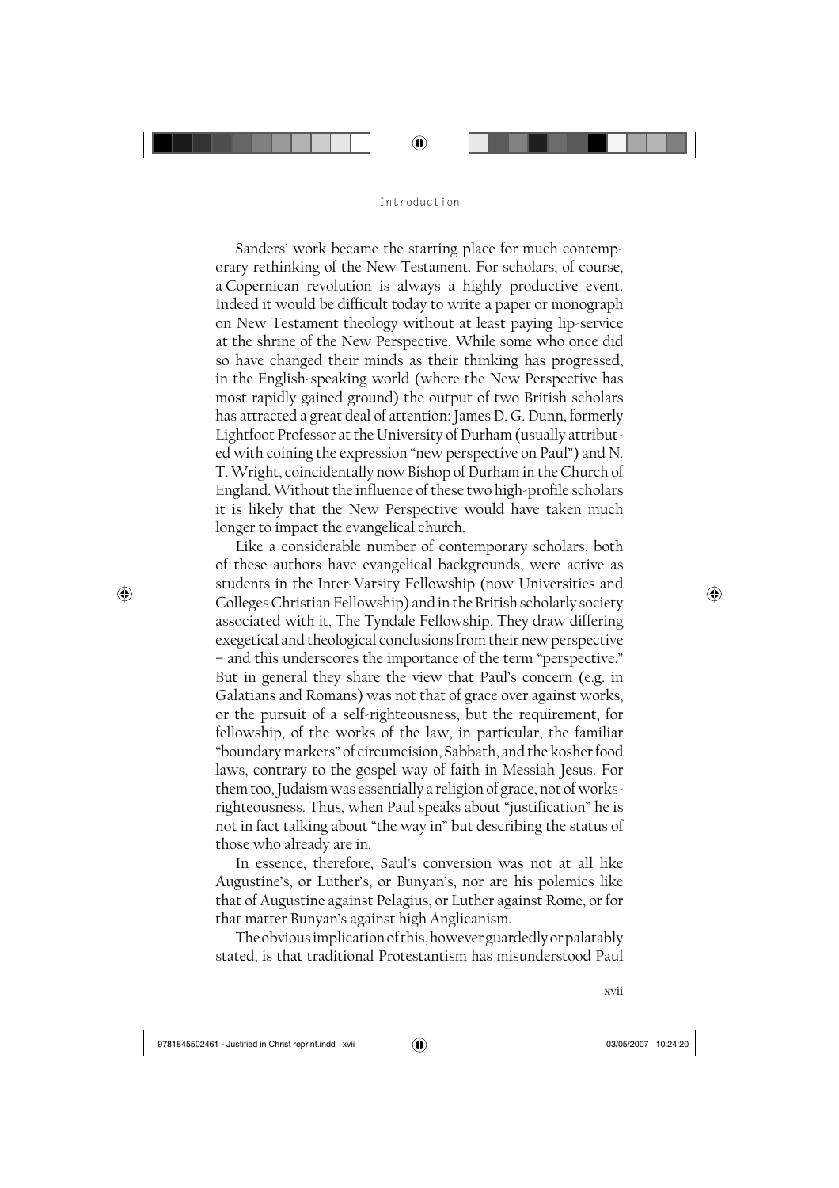Sanders' work became the starting place for much contemporary rethinking of the New Testament. For scholars, of course, a Copernican revolution is always a highly productive event. Indeed it would be difficult today to write a paper or monograph on New Testament theology without at least paying lip-service at the shrine of the New Perspective. While some who once did so have changed their minds as their thinking has progressed, in the English-speaking world (where the New Perspective has most rapidly gained ground) the output of two British scholars has attracted a great deal of attention: James D. G. Dunn, formerly Lightfoot Professor at the University of Durham (usually attributed with coining the expression "new perspective on Paul") and N. T. Wright, coincidentally now Bishop of Durham in the Church of England. Without the influence of these two high-profile scholars it is likely that the New Perspective would have taken much longer to impact the evangelical church.

Like a considerable number of contemporary scholars, both of these authors have evangelical backgrounds, were active as students in the Inter-Varsity Fellowship (now Universities and Colleges Christian Fellowship) and in the British scholarly society associated with it, The Tyndale Fellowship. They draw differing exegetical and theological conclusions from their new perspective – and this underscores the importance of the term "perspective." But in general they share the view that Paul's concern (e.g. in Galatians and Romans) was not that of grace over against works, or the pursuit of a self-righteousness, but the requirement, for fellowship, of the works of the law, in particular, the familiar "boundary markers" of circumcision, Sabbath, and the kosher food laws, contrary to the gospel way of faith in Messiah Jesus. For them too, Judaism was essentially a religion of grace, not of works-righteousness. Thus, when Paul speaks about "justification" he is not in fact talking about "the way in" but describing the status of those who already are in.

In essence, therefore, Saul's conversion was not at all like Augustine's, or Luther's, or Bunyan's, nor are his polemics like that of Augustine against Pelagius, or Luther against Rome, or for that matter Bunyan's against high Anglicanism.

The obvious implication of this, however guardedly or palatably stated, is that traditional Protestantism has misunderstood Paul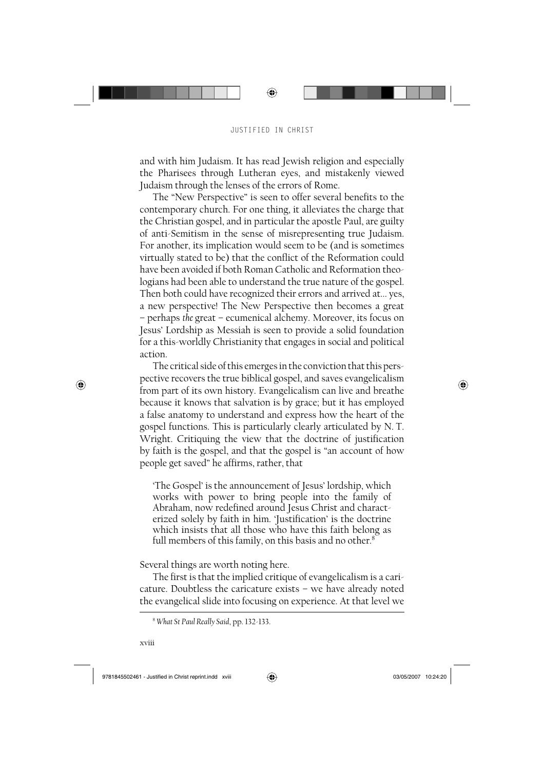and with him Judaism. It has read Jewish religion and especially the Pharisees through Lutheran eyes, and mistakenly viewed Judaism through the lenses of the errors of Rome.

The "New Perspective" is seen to offer several benefits to the contemporary church. For one thing, it alleviates the charge that the Christian gospel, and in particular the apostle Paul, are guilty of anti-Semitism in the sense of misrepresenting true Judaism. For another, its implication would seem to be (and is sometimes virtually stated to be) that the conflict of the Reformation could have been avoided if both Roman Catholic and Reformation theologians had been able to understand the true nature of the gospel. Then both could have recognized their errors and arrived at... yes, a new perspective! The New Perspective then becomes a great – perhaps *the* great – ecumenical alchemy. Moreover, its focus on Jesus' Lordship as Messiah is seen to provide a solid foundation for a this-worldly Christianity that engages in social and political action.

The critical side of this emerges in the conviction that this perspective recovers the true biblical gospel, and saves evangelicalism from part of its own history. Evangelicalism can live and breathe because it knows that salvation is by grace; but it has employed a false anatomy to understand and express how the heart of the gospel functions. This is particularly clearly articulated by N. T. Wright. Critiquing the view that the doctrine of justification by faith is the gospel, and that the gospel is "an account of how people get saved" he affirms, rather, that

> 'The Gospel' is the announcement of Jesus' lordship, which works with power to bring people into the family of Abraham, now redefined around Jesus Christ and characterized solely by faith in him. 'Justification' is the doctrine which insists that all those who have this faith belong as full members of this family, on this basis and no other.[8]

Several things are worth noting here.

The first is that the implied critique of evangelicalism is a caricature. Doubtless the caricature exists – we have already noted the evangelical slide into focusing on experience. At that level we

---

[8] *What St Paul Really Said*, pp. 132-133.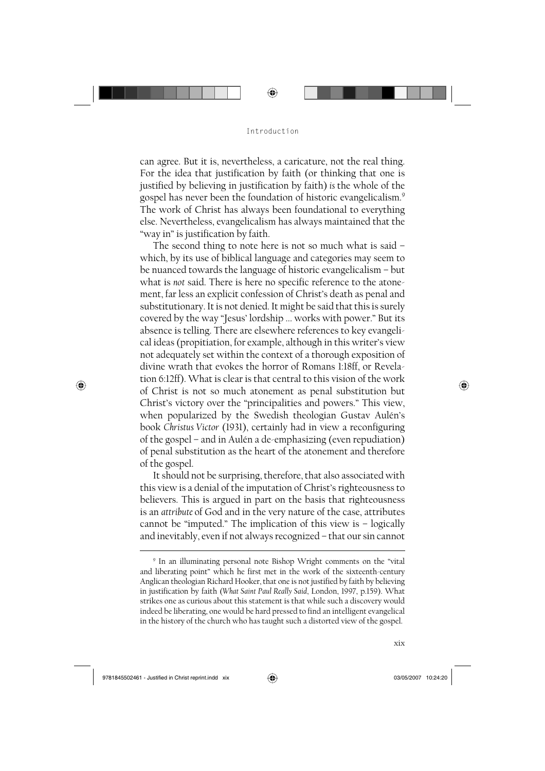can agree. But it is, nevertheless, a caricature, not the real thing. For the idea that justification by faith (or thinking that one is justified by believing in justification by faith) *is* the whole of the gospel has never been the foundation of historic evangelicalism.[9] The work of Christ has always been foundational to everything else. Nevertheless, evangelicalism has always maintained that the "way in" is justification by faith.

The second thing to note here is not so much what is said – which, by its use of biblical language and categories may seem to be nuanced towards the language of historic evangelicalism – but what is *not* said. There is here no specific reference to the atonement, far less an explicit confession of Christ's death as penal and substitutionary. It is not denied. It might be said that this is surely covered by the way "Jesus' lordship ... works with power." But its absence is telling. There are elsewhere references to key evangelical ideas (propitiation, for example, although in this writer's view not adequately set within the context of a thorough exposition of divine wrath that evokes the horror of Romans 1:18ff, or Revelation 6:12ff). What is clear is that central to this vision of the work of Christ is not so much atonement as penal substitution but Christ's victory over the "principalities and powers." This view, when popularized by the Swedish theologian Gustav Aulén's book *Christus Victor* (1931), certainly had in view a reconfiguring of the gospel – and in Aulén a de-emphasizing (even repudiation) of penal substitution as the heart of the atonement and therefore of the gospel.

It should not be surprising, therefore, that also associated with this view is a denial of the imputation of Christ's righteousness to believers. This is argued in part on the basis that righteousness is an *attribute* of God and in the very nature of the case, attributes cannot be "imputed." The implication of this view is – logically and inevitably, even if not always recognized – that our sin cannot

---

[9] In an illuminating personal note Bishop Wright comments on the "vital and liberating point" which he first met in the work of the sixteenth-century Anglican theologian Richard Hooker, that one is not justified by faith by believing in justification by faith (*What Saint Paul Really Said*, London, 1997, p.159). What strikes one as curious about this statement is that while such a discovery would indeed be liberating, one would be hard pressed to find an intelligent evangelical in the history of the church who has taught such a distorted view of the gospel.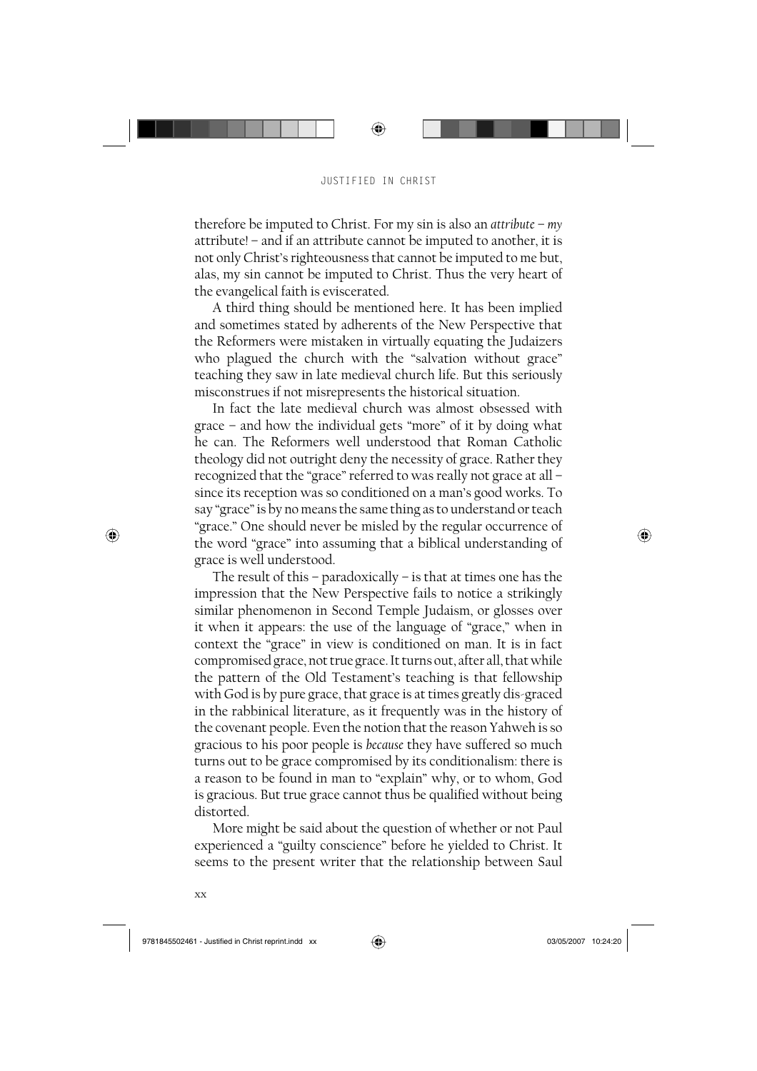therefore be imputed to Christ. For my sin is also an *attribute* – *my* attribute! – and if an attribute cannot be imputed to another, it is not only Christ's righteousness that cannot be imputed to me but, alas, my sin cannot be imputed to Christ. Thus the very heart of the evangelical faith is eviscerated.

A third thing should be mentioned here. It has been implied and sometimes stated by adherents of the New Perspective that the Reformers were mistaken in virtually equating the Judaizers who plagued the church with the "salvation without grace" teaching they saw in late medieval church life. But this seriously misconstrues if not misrepresents the historical situation.

In fact the late medieval church was almost obsessed with grace – and how the individual gets "more" of it by doing what he can. The Reformers well understood that Roman Catholic theology did not outright deny the necessity of grace. Rather they recognized that the "grace" referred to was really not grace at all – since its reception was so conditioned on a man's good works. To say "grace" is by no means the same thing as to understand or teach "grace." One should never be misled by the regular occurrence of the word "grace" into assuming that a biblical understanding of grace is well understood.

The result of this – paradoxically – is that at times one has the impression that the New Perspective fails to notice a strikingly similar phenomenon in Second Temple Judaism, or glosses over it when it appears: the use of the language of "grace," when in context the "grace" in view is conditioned on man. It is in fact compromised grace, not true grace. It turns out, after all, that while the pattern of the Old Testament's teaching is that fellowship with God is by pure grace, that grace is at times greatly dis-graced in the rabbinical literature, as it frequently was in the history of the covenant people. Even the notion that the reason Yahweh is so gracious to his poor people is *because* they have suffered so much turns out to be grace compromised by its conditionalism: there is a reason to be found in man to "explain" why, or to whom, God is gracious. But true grace cannot thus be qualified without being distorted.

More might be said about the question of whether or not Paul experienced a "guilty conscience" before he yielded to Christ. It seems to the present writer that the relationship between Saul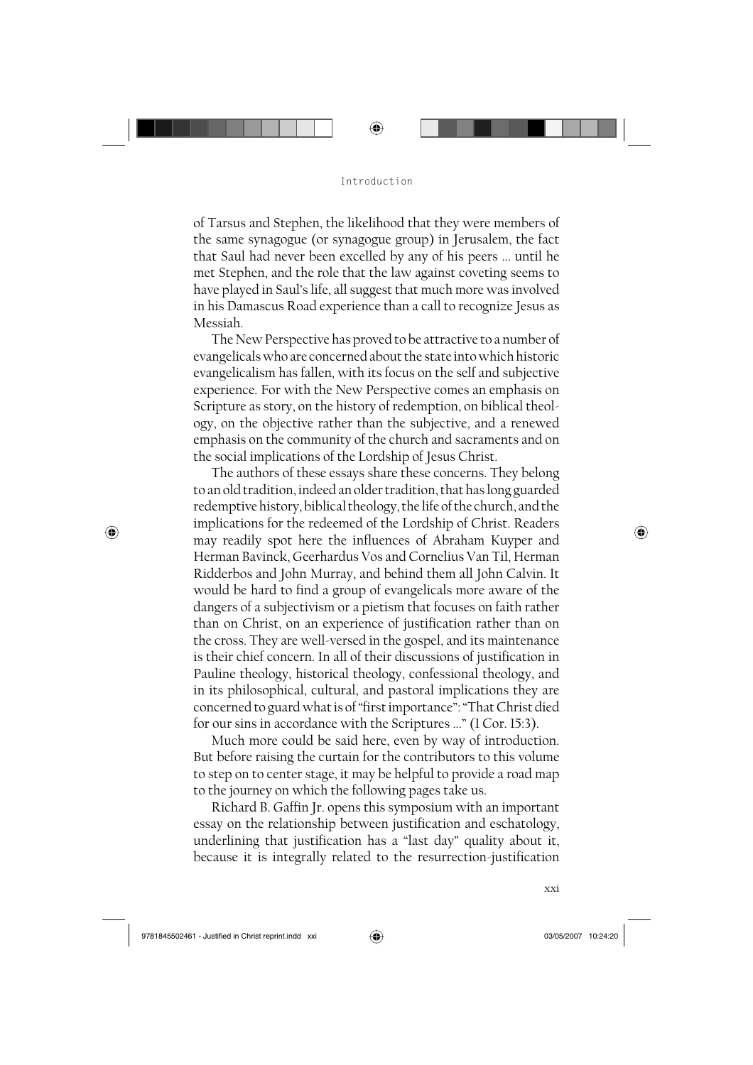of Tarsus and Stephen, the likelihood that they were members of the same synagogue (or synagogue group) in Jerusalem, the fact that Saul had never been excelled by any of his peers ... until he met Stephen, and the role that the law against coveting seems to have played in Saul's life, all suggest that much more was involved in his Damascus Road experience than a call to recognize Jesus as Messiah.

The New Perspective has proved to be attractive to a number of evangelicals who are concerned about the state into which historic evangelicalism has fallen, with its focus on the self and subjective experience. For with the New Perspective comes an emphasis on Scripture as story, on the history of redemption, on biblical theology, on the objective rather than the subjective, and a renewed emphasis on the community of the church and sacraments and on the social implications of the Lordship of Jesus Christ.

The authors of these essays share these concerns. They belong to an old tradition, indeed an older tradition, that has long guarded redemptive history, biblical theology, the life of the church, and the implications for the redeemed of the Lordship of Christ. Readers may readily spot here the influences of Abraham Kuyper and Herman Bavinck, Geerhardus Vos and Cornelius Van Til, Herman Ridderbos and John Murray, and behind them all John Calvin. It would be hard to find a group of evangelicals more aware of the dangers of a subjectivism or a pietism that focuses on faith rather than on Christ, on an experience of justification rather than on the cross. They are well-versed in the gospel, and its maintenance is their chief concern. In all of their discussions of justification in Pauline theology, historical theology, confessional theology, and in its philosophical, cultural, and pastoral implications they are concerned to guard what is of "first importance": "That Christ died for our sins in accordance with the Scriptures ..." (1 Cor. 15:3).

Much more could be said here, even by way of introduction. But before raising the curtain for the contributors to this volume to step on to center stage, it may be helpful to provide a road map to the journey on which the following pages take us.

Richard B. Gaffin Jr. opens this symposium with an important essay on the relationship between justification and eschatology, underlining that justification has a "last day" quality about it, because it is integrally related to the resurrection-justification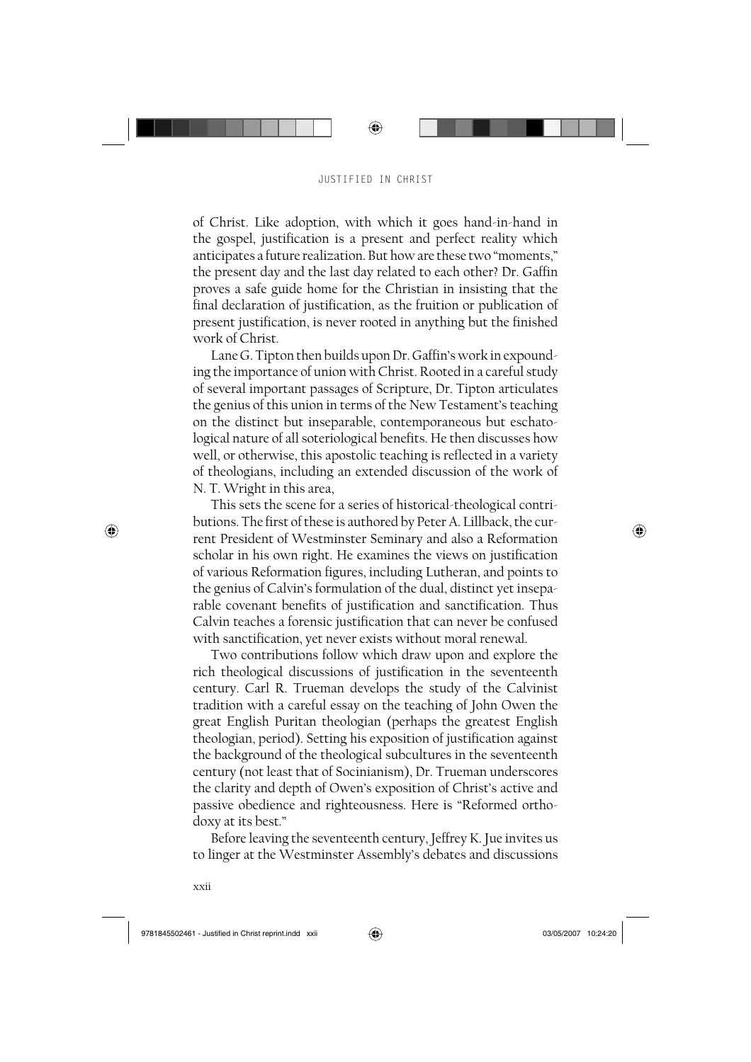of Christ. Like adoption, with which it goes hand-in-hand in the gospel, justification is a present and perfect reality which anticipates a future realization. But how are these two "moments," the present day and the last day related to each other? Dr. Gaffin proves a safe guide home for the Christian in insisting that the final declaration of justification, as the fruition or publication of present justification, is never rooted in anything but the finished work of Christ.

Lane G. Tipton then builds upon Dr. Gaffin's work in expounding the importance of union with Christ. Rooted in a careful study of several important passages of Scripture, Dr. Tipton articulates the genius of this union in terms of the New Testament's teaching on the distinct but inseparable, contemporaneous but eschatological nature of all soteriological benefits. He then discusses how well, or otherwise, this apostolic teaching is reflected in a variety of theologians, including an extended discussion of the work of N. T. Wright in this area,

This sets the scene for a series of historical-theological contributions. The first of these is authored by Peter A. Lillback, the current President of Westminster Seminary and also a Reformation scholar in his own right. He examines the views on justification of various Reformation figures, including Lutheran, and points to the genius of Calvin's formulation of the dual, distinct yet inseparable covenant benefits of justification and sanctification. Thus Calvin teaches a forensic justification that can never be confused with sanctification, yet never exists without moral renewal.

Two contributions follow which draw upon and explore the rich theological discussions of justification in the seventeenth century. Carl R. Trueman develops the study of the Calvinist tradition with a careful essay on the teaching of John Owen the great English Puritan theologian (perhaps the greatest English theologian, period). Setting his exposition of justification against the background of the theological subcultures in the seventeenth century (not least that of Socinianism), Dr. Trueman underscores the clarity and depth of Owen's exposition of Christ's active and passive obedience and righteousness. Here is "Reformed orthodoxy at its best."

Before leaving the seventeenth century, Jeffrey K. Jue invites us to linger at the Westminster Assembly's debates and discussions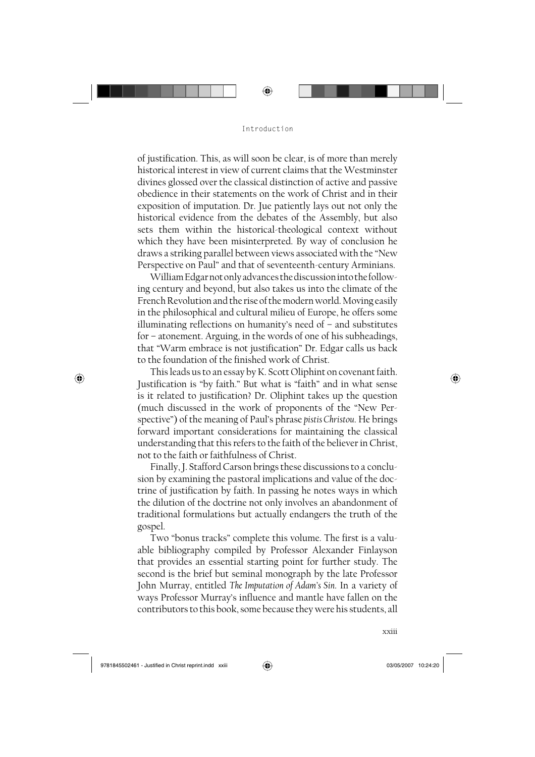of justification. This, as will soon be clear, is of more than merely historical interest in view of current claims that the Westminster divines glossed over the classical distinction of active and passive obedience in their statements on the work of Christ and in their exposition of imputation. Dr. Jue patiently lays out not only the historical evidence from the debates of the Assembly, but also sets them within the historical-theological context without which they have been misinterpreted. By way of conclusion he draws a striking parallel between views associated with the "New Perspective on Paul" and that of seventeenth-century Arminians.

William Edgar not only advances the discussion into the following century and beyond, but also takes us into the climate of the French Revolution and the rise of the modern world. Moving easily in the philosophical and cultural milieu of Europe, he offers some illuminating reflections on humanity's need of – and substitutes for – atonement. Arguing, in the words of one of his subheadings, that "Warm embrace is not justification" Dr. Edgar calls us back to the foundation of the finished work of Christ.

This leads us to an essay by K. Scott Oliphint on covenant faith. Justification is "by faith." But what is "faith" and in what sense is it related to justification? Dr. Oliphint takes up the question (much discussed in the work of proponents of the "New Perspective") of the meaning of Paul's phrase *pistis Christou*. He brings forward important considerations for maintaining the classical understanding that this refers to the faith of the believer in Christ, not to the faith or faithfulness of Christ.

Finally, J. Stafford Carson brings these discussions to a conclusion by examining the pastoral implications and value of the doctrine of justification by faith. In passing he notes ways in which the dilution of the doctrine not only involves an abandonment of traditional formulations but actually endangers the truth of the gospel.

Two "bonus tracks" complete this volume. The first is a valuable bibliography compiled by Professor Alexander Finlayson that provides an essential starting point for further study. The second is the brief but seminal monograph by the late Professor John Murray, entitled *The Imputation of Adam's Sin*. In a variety of ways Professor Murray's influence and mantle have fallen on the contributors to this book, some because they were his students, all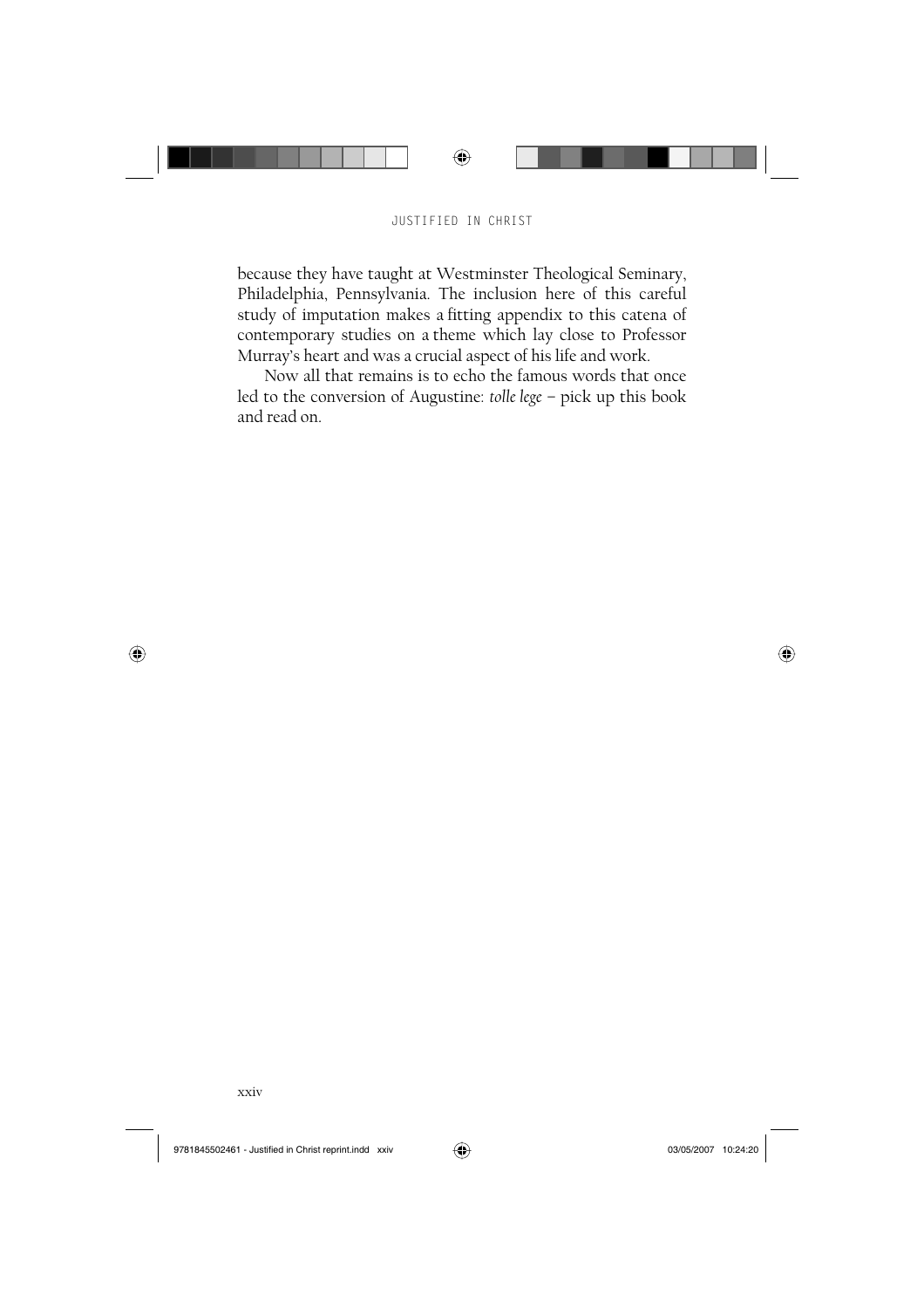because they have taught at Westminster Theological Seminary, Philadelphia, Pennsylvania. The inclusion here of this careful study of imputation makes a fitting appendix to this catena of contemporary studies on a theme which lay close to Professor Murray's heart and was a crucial aspect of his life and work.

Now all that remains is to echo the famous words that once led to the conversion of Augustine: *tolle lege* – pick up this book and read on.